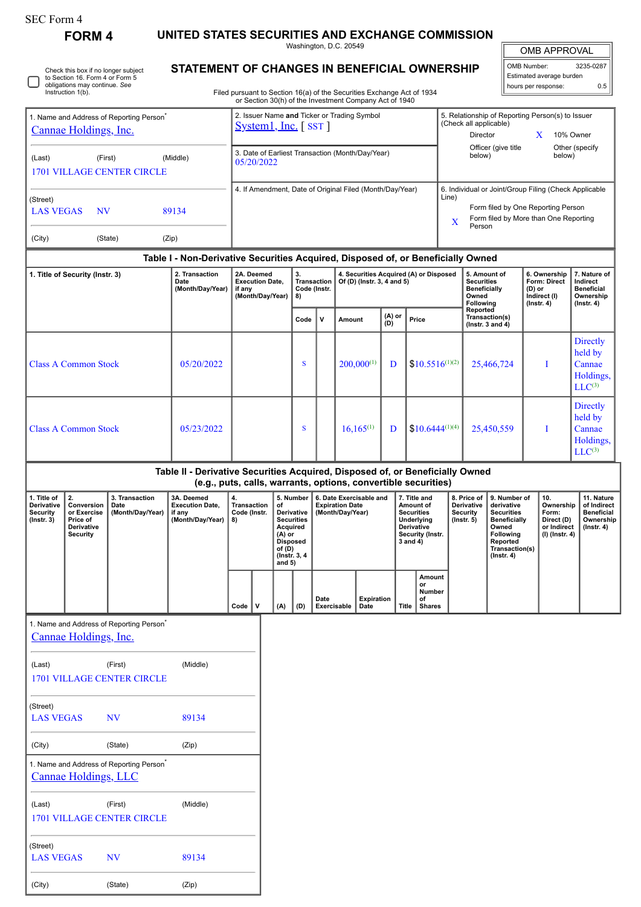SEC Form 4

# FORM 4

## UNITED STATES SECURITIES AND EXCHANGE COMMISSION

Washington, D.C. 20549

## STATEMENT OF CHANGES IN BENEFICIAL OWNERSHIP

Filed pursuant to Section 16(a) of the Securities Exchange Act of 1934 or Section 30(h) of the Investment Company Act of 1940

| OMB APPROVAL | |
|---|---|
| OMB Number: | 3235-0287 |
| Estimated average burden | |
| hours per response: | 0.5 |

☐ Check this box if no longer subject to Section 16. Form 4 or Form 5 obligations may continue. *See* Instruction 1(b).

**1. Name and Address of Reporting Person***

Cannae Holdings, Inc.

(Last) (First) (Middle)

1701 VILLAGE CENTER CIRCLE

(Street)

LAS VEGAS NV 89134

(City) (State) (Zip)

**2. Issuer Name and Ticker or Trading Symbol**

System1, Inc. [ SST ]

**3. Date of Earliest Transaction (Month/Day/Year)**

05/20/2022

**4. If Amendment, Date of Original Filed (Month/Day/Year)**

**5. Relationship of Reporting Person(s) to Issuer (Check all applicable)**

Director
X 10% Owner
Officer (give title below)
Other (specify below)

**6. Individual or Joint/Group Filing (Check Applicable Line)**

Form filed by One Reporting Person
X Form filed by More than One Reporting Person

### Table I - Non-Derivative Securities Acquired, Disposed of, or Beneficially Owned

| 1. Title of Security (Instr. 3) | 2. Transaction Date (Month/Day/Year) | 2A. Deemed Execution Date, if any (Month/Day/Year) | 3. Transaction Code (Instr. 8) | | 4. Securities Acquired (A) or Disposed Of (D) (Instr. 3, 4 and 5) | | | 5. Amount of Securities Beneficially Owned Following Reported Transaction(s) (Instr. 3 and 4) | 6. Ownership Form: Direct (D) or Indirect (I) (Instr. 4) | 7. Nature of Indirect Beneficial Ownership (Instr. 4) |
|---|---|---|---|---|---|---|---|---|---|---|
| | | | Code | V | Amount | (A) or (D) | Price | | | |
| Class A Common Stock | 05/20/2022 | | S | | 200,000[1] | D | $10.5516[1][2] | 25,466,724 | I | Directly held by Cannae Holdings, LLC[3] |
| Class A Common Stock | 05/23/2022 | | S | | 16,165[1] | D | $10.6444[1][4] | 25,450,559 | I | Directly held by Cannae Holdings, LLC[3] |

### Table II - Derivative Securities Acquired, Disposed of, or Beneficially Owned (e.g., puts, calls, warrants, options, convertible securities)

| 1. Title of Derivative Security (Instr. 3) | 2. Conversion or Exercise Price of Derivative Security | 3. Transaction Date (Month/Day/Year) | 3A. Deemed Execution Date, if any (Month/Day/Year) | 4. Transaction Code (Instr. 8) | | 5. Number of Derivative Securities Acquired (A) or Disposed of (D) (Instr. 3, 4 and 5) | | 6. Date Exercisable and Expiration Date (Month/Day/Year) | | 7. Title and Amount of Securities Underlying Derivative Security (Instr. 3 and 4) | | 8. Price of Derivative Security (Instr. 5) | 9. Number of derivative Securities Beneficially Owned Following Reported Transaction(s) (Instr. 4) | 10. Ownership Form: Direct (D) or Indirect (I) (Instr. 4) | 11. Nature of Indirect Beneficial Ownership (Instr. 4) |
|---|---|---|---|---|---|---|---|---|---|---|---|---|---|---|---|
| | | | | Code | V | (A) | (D) | Date Exercisable | Expiration Date | Title | Amount or Number of Shares | | | | |

**1. Name and Address of Reporting Person***

Cannae Holdings, Inc.

(Last) (First) (Middle)

1701 VILLAGE CENTER CIRCLE

(Street)

LAS VEGAS NV 89134

(City) (State) (Zip)

**1. Name and Address of Reporting Person***

Cannae Holdings, LLC

(Last) (First) (Middle)

1701 VILLAGE CENTER CIRCLE

(Street)

LAS VEGAS NV 89134

(City) (State) (Zip)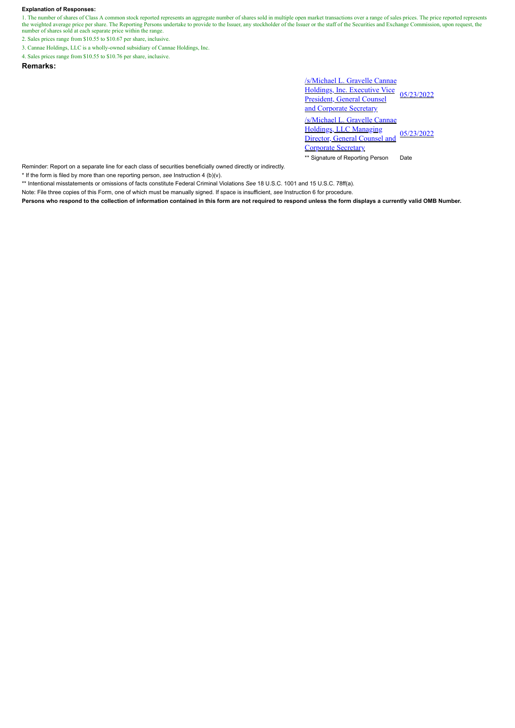**Explanation of Responses:**

1. The number of shares of Class A common stock reported represents an aggregate number of shares sold in multiple open market transactions over a range of sales prices. The price reported represents the weighted average price per share. The Reporting Persons undertake to provide to the Issuer, any stockholder of the Issuer or the staff of the Securities and Exchange Commission, upon request, the number of shares sold at each separate price within the range.

2. Sales prices range from $10.55 to $10.67 per share, inclusive.

3. Cannae Holdings, LLC is a wholly-owned subsidiary of Cannae Holdings, Inc.

4. Sales prices range from $10.55 to $10.76 per share, inclusive.

**Remarks:**

| | |
|---|---|
| /s/Michael L. Gravelle Cannae Holdings, Inc. Executive Vice President, General Counsel and Corporate Secretary | 05/23/2022 |
| /s/Michael L. Gravelle Cannae Holdings, LLC Managing Director, General Counsel and Corporate Secretary | 05/23/2022 |
| ** Signature of Reporting Person | Date |

Reminder: Report on a separate line for each class of securities beneficially owned directly or indirectly.

* If the form is filed by more than one reporting person, *see* Instruction 4 (b)(v).

** Intentional misstatements or omissions of facts constitute Federal Criminal Violations *See* 18 U.S.C. 1001 and 15 U.S.C. 78ff(a).

Note: File three copies of this Form, one of which must be manually signed. If space is insufficient, *see* Instruction 6 for procedure.

**Persons who respond to the collection of information contained in this form are not required to respond unless the form displays a currently valid OMB Number.**